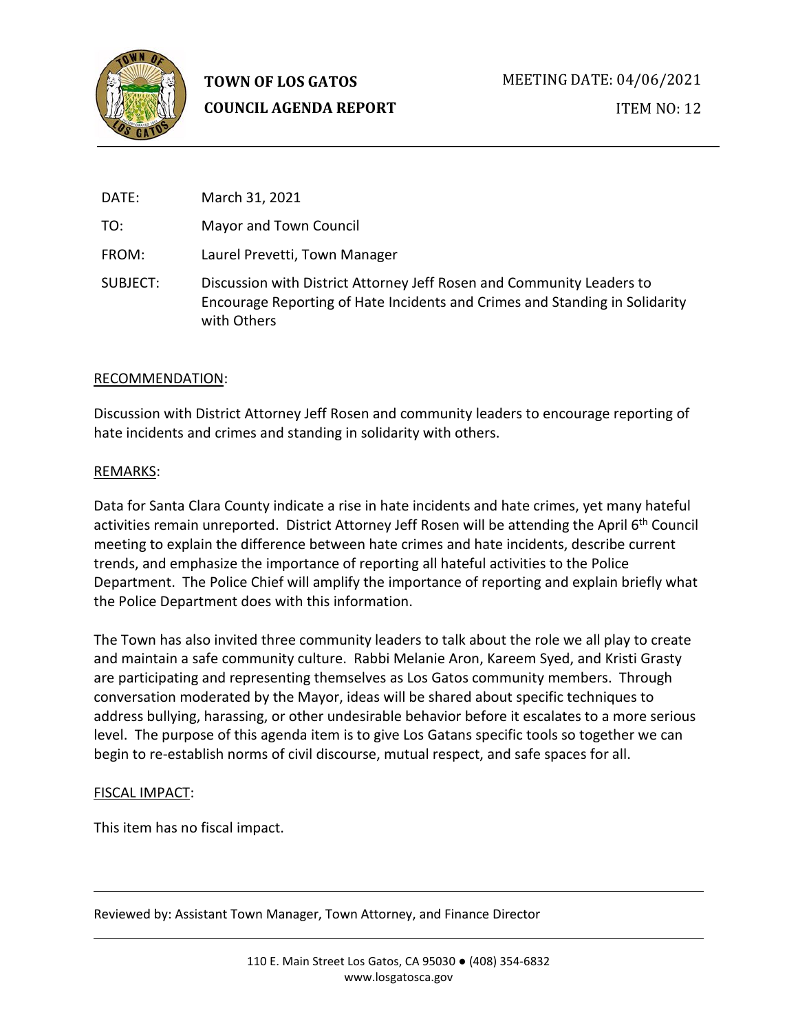**TOWN OF LOS GATOS**
**COUNCIL AGENDA REPORT**

MEETING DATE: 04/06/2021

ITEM NO: 12

| | |
|---|---|
| DATE: | March 31, 2021 |
| TO: | Mayor and Town Council |
| FROM: | Laurel Prevetti, Town Manager |
| SUBJECT: | Discussion with District Attorney Jeff Rosen and Community Leaders to Encourage Reporting of Hate Incidents and Crimes and Standing in Solidarity with Others |

RECOMMENDATION:

Discussion with District Attorney Jeff Rosen and community leaders to encourage reporting of hate incidents and crimes and standing in solidarity with others.

REMARKS:

Data for Santa Clara County indicate a rise in hate incidents and hate crimes, yet many hateful activities remain unreported. District Attorney Jeff Rosen will be attending the April 6th Council meeting to explain the difference between hate crimes and hate incidents, describe current trends, and emphasize the importance of reporting all hateful activities to the Police Department. The Police Chief will amplify the importance of reporting and explain briefly what the Police Department does with this information.

The Town has also invited three community leaders to talk about the role we all play to create and maintain a safe community culture. Rabbi Melanie Aron, Kareem Syed, and Kristi Grasty are participating and representing themselves as Los Gatos community members. Through conversation moderated by the Mayor, ideas will be shared about specific techniques to address bullying, harassing, or other undesirable behavior before it escalates to a more serious level. The purpose of this agenda item is to give Los Gatans specific tools so together we can begin to re-establish norms of civil discourse, mutual respect, and safe spaces for all.

FISCAL IMPACT:

This item has no fiscal impact.

Reviewed by: Assistant Town Manager, Town Attorney, and Finance Director

110 E. Main Street Los Gatos, CA 95030 ● (408) 354-6832
www.losgatosca.gov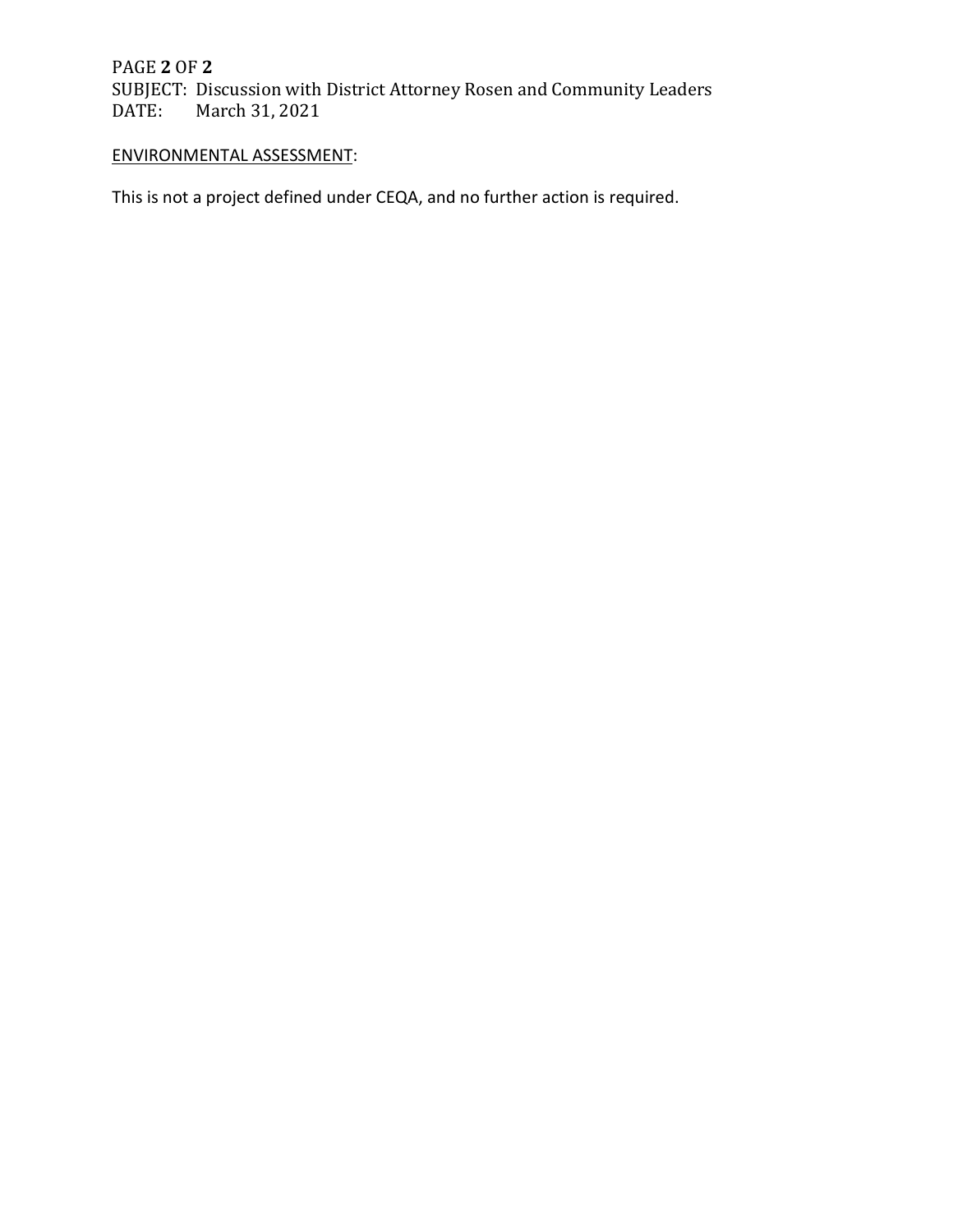ENVIRONMENTAL ASSESSMENT:

This is not a project defined under CEQA, and no further action is required.